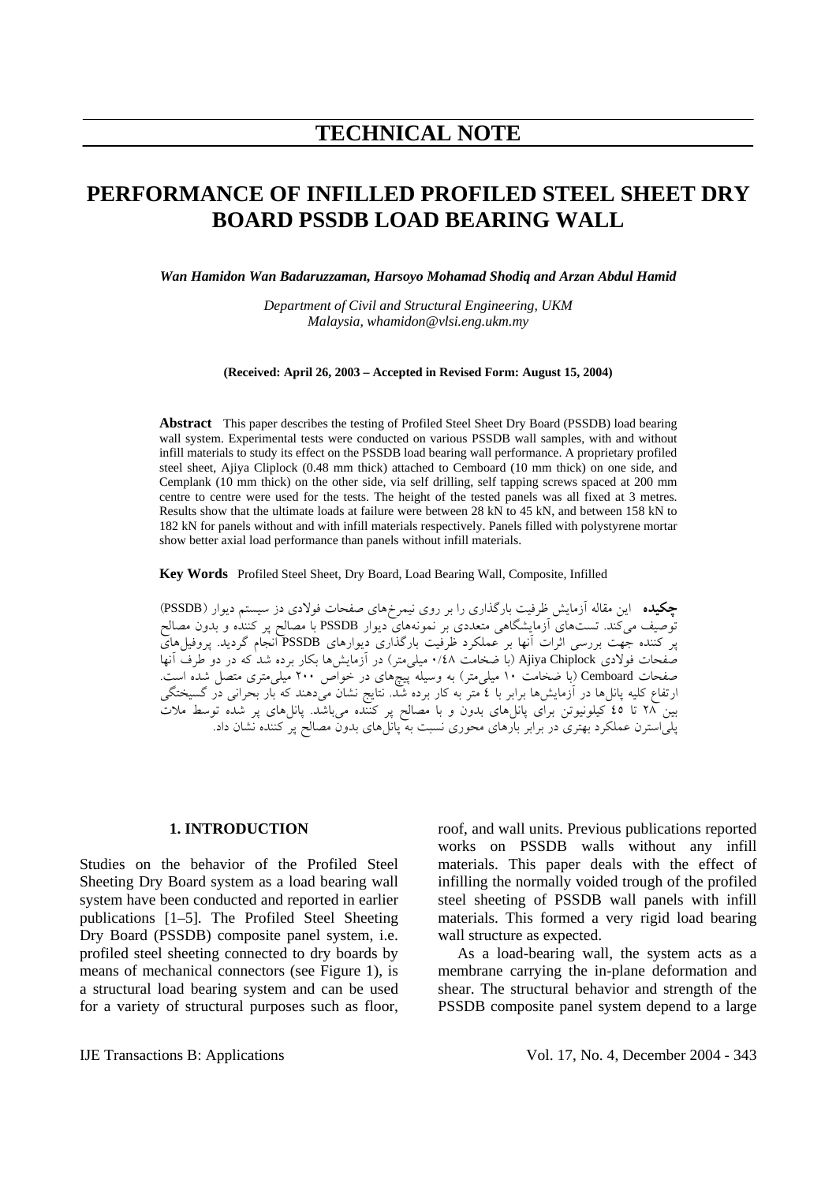# TECHNICAL NOTE

# PERFORMANCE OF INFILLED PROFILED STEEL SHEET DRY BOARD PSSDB LOAD BEARING WALL

***Wan Hamidon Wan Badaruzzaman, Harsoyo Mohamad Shodiq and Arzan Abdul Hamid***

*Department of Civil and Structural Engineering, UKM*
*Malaysia, whamidon@vlsi.eng.ukm.my*

**(Received: April 26, 2003 – Accepted in Revised Form: August 15, 2004)**

**Abstract** This paper describes the testing of Profiled Steel Sheet Dry Board (PSSDB) load bearing wall system. Experimental tests were conducted on various PSSDB wall samples, with and without infill materials to study its effect on the PSSDB load bearing wall performance. A proprietary profiled steel sheet, Ajiya Cliplock (0.48 mm thick) attached to Cemboard (10 mm thick) on one side, and Cemplank (10 mm thick) on the other side, via self drilling, self tapping screws spaced at 200 mm centre to centre were used for the tests. The height of the tested panels was all fixed at 3 metres. Results show that the ultimate loads at failure were between 28 kN to 45 kN, and between 158 kN to 182 kN for panels without and with infill materials respectively. Panels filled with polystyrene mortar show better axial load performance than panels without infill materials.

**Key Words** Profiled Steel Sheet, Dry Board, Load Bearing Wall, Composite, Infilled

**چکیده** این مقاله آزمایش ظرفیت بارگذاری را بر روی نیمرخ‌های صفحات فولادی دز سیستم دیوار (PSSDB) توصیف می‌کند. تست‌های آزمایشگاهی متعددی بر نمونه‌های دیوار PSSDB با مصالح پر کننده و بدون مصالح پر کننده جهت بررسی اثرات آنها بر عملکرد ظرفیت بارگذاری دیوارهای PSSDB انجام گردید. پروفیل‌های صفحات فولادی Ajiya Chiplock (با ضخامت ۰/۴۸ میلی‌متر) در آزمایش‌ها بکار برده شد که در دو طرف آنها صفحات Cemboard (با ضخامت ۱۰ میلی‌متر) به وسیله پیچ‌های در خواص ۲۰۰ میلی‌متری متصل شده است. ارتفاع کلیه پانل‌ها در آزمایش‌ها برابر با ٤ متر به کار برده شد. نتایج نشان می‌دهند که بار بحرانی در گسیختگی بین ۲۸ تا ٤٥ کیلونیوتن برای پانل‌های بدون و با مصالح پر کننده می‌باشد. پانل‌های پر شده توسط ملات پلی‌استرن عملکرد بهتری در برابر بارهای محوری نسبت به پانل‌های بدون مصالح پر کننده نشان داد.

## 1. INTRODUCTION

Studies on the behavior of the Profiled Steel Sheeting Dry Board system as a load bearing wall system have been conducted and reported in earlier publications [1–5]. The Profiled Steel Sheeting Dry Board (PSSDB) composite panel system, i.e. profiled steel sheeting connected to dry boards by means of mechanical connectors (see Figure 1), is a structural load bearing system and can be used for a variety of structural purposes such as floor, roof, and wall units. Previous publications reported works on PSSDB walls without any infill materials. This paper deals with the effect of infilling the normally voided trough of the profiled steel sheeting of PSSDB wall panels with infill materials. This formed a very rigid load bearing wall structure as expected.

As a load-bearing wall, the system acts as a membrane carrying the in-plane deformation and shear. The structural behavior and strength of the PSSDB composite panel system depend to a large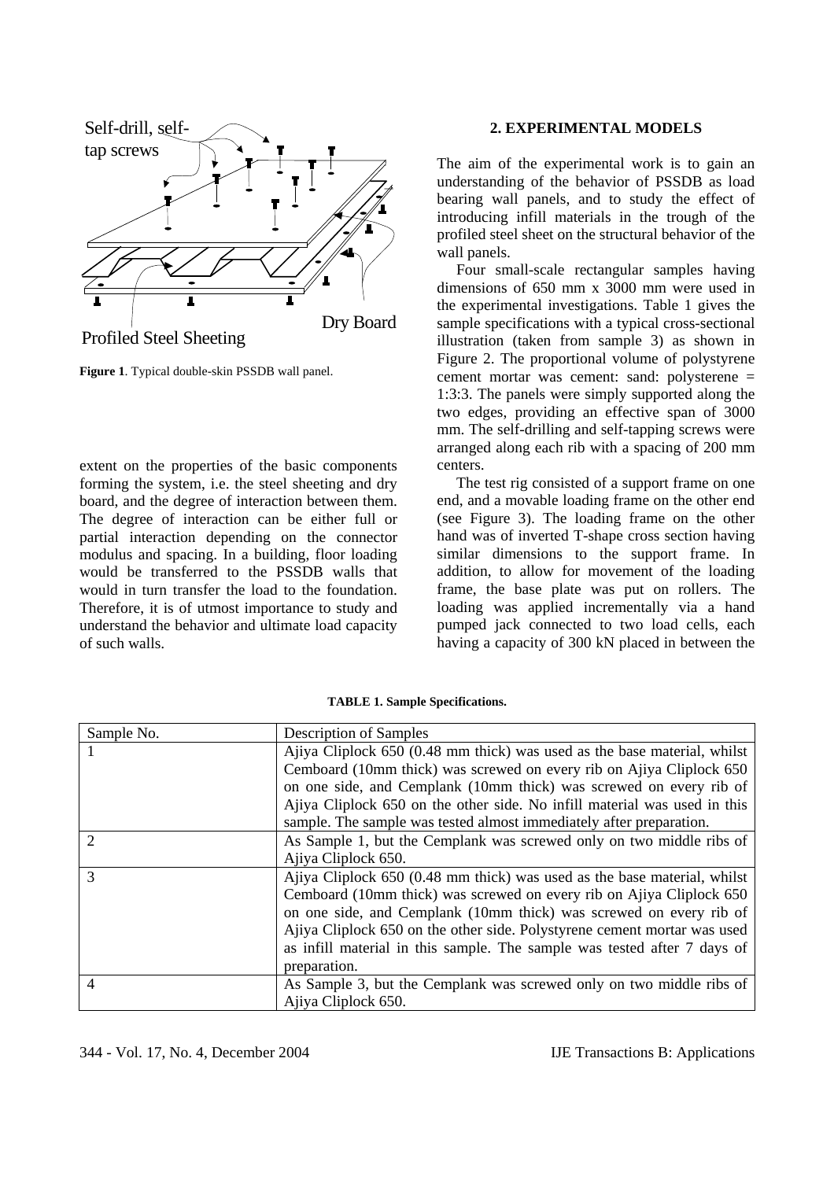Self-drill, self-tap screws

Profiled Steel Sheeting

Dry Board

**Figure 1**. Typical double-skin PSSDB wall panel.

extent on the properties of the basic components forming the system, i.e. the steel sheeting and dry board, and the degree of interaction between them. The degree of interaction can be either full or partial interaction depending on the connector modulus and spacing. In a building, floor loading would be transferred to the PSSDB walls that would in turn transfer the load to the foundation. Therefore, it is of utmost importance to study and understand the behavior and ultimate load capacity of such walls.

## 2. EXPERIMENTAL MODELS

The aim of the experimental work is to gain an understanding of the behavior of PSSDB as load bearing wall panels, and to study the effect of introducing infill materials in the trough of the profiled steel sheet on the structural behavior of the wall panels.

Four small-scale rectangular samples having dimensions of 650 mm x 3000 mm were used in the experimental investigations. Table 1 gives the sample specifications with a typical cross-sectional illustration (taken from sample 3) as shown in Figure 2. The proportional volume of polystyrene cement mortar was cement: sand: polysterene = 1:3:3. The panels were simply supported along the two edges, providing an effective span of 3000 mm. The self-drilling and self-tapping screws were arranged along each rib with a spacing of 200 mm centers.

The test rig consisted of a support frame on one end, and a movable loading frame on the other end (see Figure 3). The loading frame on the other hand was of inverted T-shape cross section having similar dimensions to the support frame. In addition, to allow for movement of the loading frame, the base plate was put on rollers. The loading was applied incrementally via a hand pumped jack connected to two load cells, each having a capacity of 300 kN placed in between the

**TABLE 1. Sample Specifications.**

| Sample No. | Description of Samples |
|---|---|
| 1 | Ajiya Cliplock 650 (0.48 mm thick) was used as the base material, whilst Cemboard (10mm thick) was screwed on every rib on Ajiya Cliplock 650 on one side, and Cemplank (10mm thick) was screwed on every rib of Ajiya Cliplock 650 on the other side. No infill material was used in this sample. The sample was tested almost immediately after preparation. |
| 2 | As Sample 1, but the Cemplank was screwed only on two middle ribs of Ajiya Cliplock 650. |
| 3 | Ajiya Cliplock 650 (0.48 mm thick) was used as the base material, whilst Cemboard (10mm thick) was screwed on every rib on Ajiya Cliplock 650 on one side, and Cemplank (10mm thick) was screwed on every rib of Ajiya Cliplock 650 on the other side. Polystyrene cement mortar was used as infill material in this sample. The sample was tested after 7 days of preparation. |
| 4 | As Sample 3, but the Cemplank was screwed only on two middle ribs of Ajiya Cliplock 650. |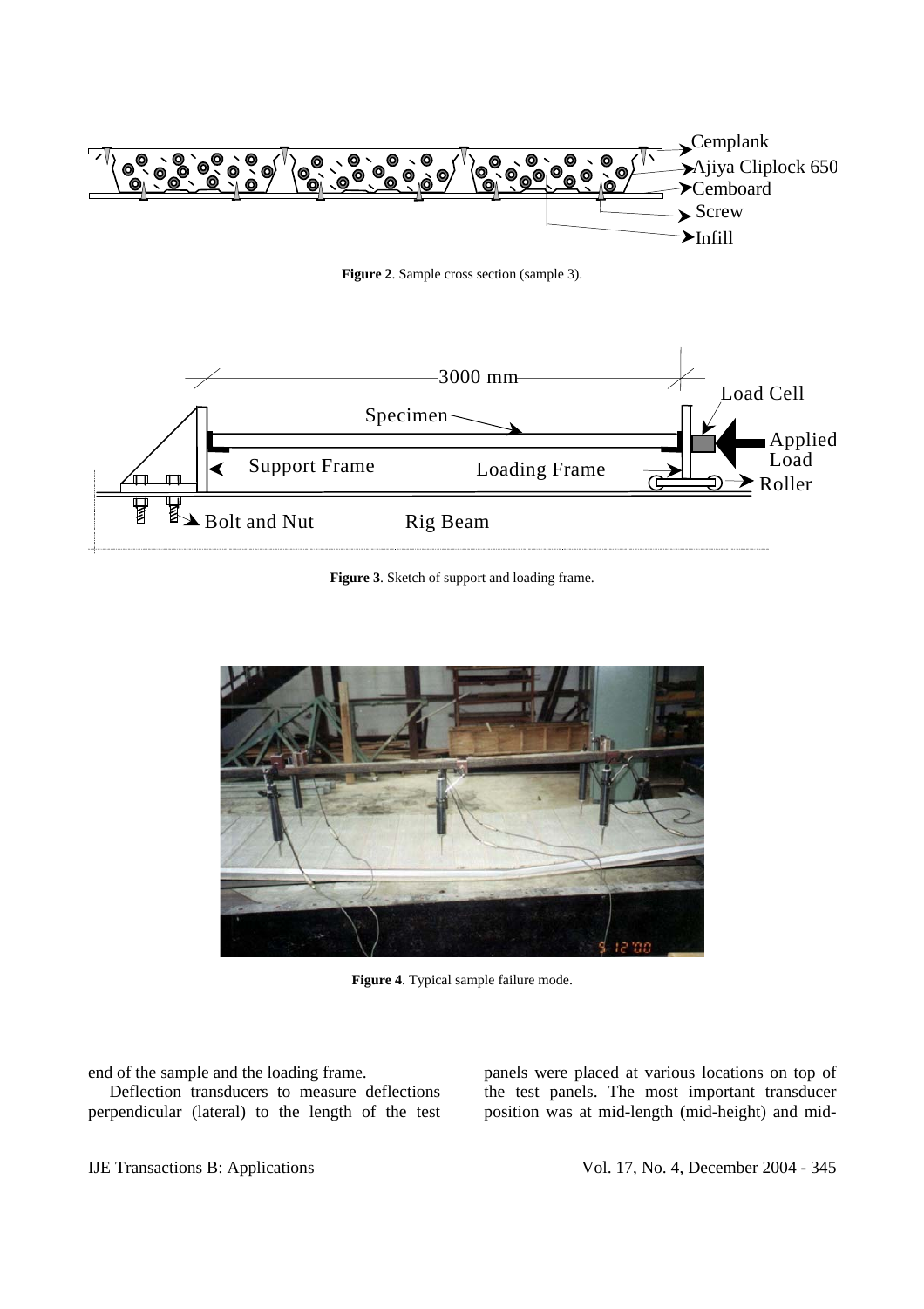**Figure 2**. Sample cross section (sample 3).

**Figure 3**. Sketch of support and loading frame.

**Figure 4**. Typical sample failure mode.

end of the sample and the loading frame.

Deflection transducers to measure deflections perpendicular (lateral) to the length of the test panels were placed at various locations on top of the test panels. The most important transducer position was at mid-length (mid-height) and mid-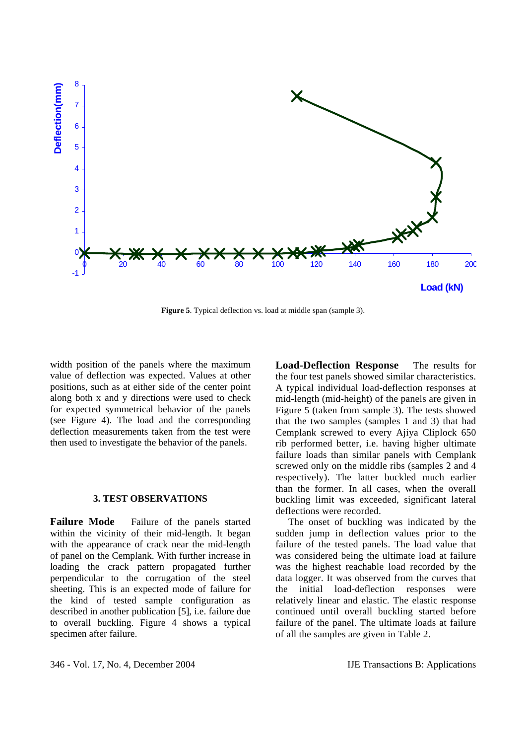**Figure 5**. Typical deflection vs. load at middle span (sample 3).

width position of the panels where the maximum value of deflection was expected. Values at other positions, such as at either side of the center point along both x and y directions were used to check for expected symmetrical behavior of the panels (see Figure 4). The load and the corresponding deflection measurements taken from the test were then used to investigate the behavior of the panels.

## 3. TEST OBSERVATIONS

**Failure Mode** Failure of the panels started within the vicinity of their mid-length. It began with the appearance of crack near the mid-length of panel on the Cemplank. With further increase in loading the crack pattern propagated further perpendicular to the corrugation of the steel sheeting. This is an expected mode of failure for the kind of tested sample configuration as described in another publication [5], i.e. failure due to overall buckling. Figure 4 shows a typical specimen after failure.

**Load-Deflection Response** The results for the four test panels showed similar characteristics. A typical individual load-deflection responses at mid-length (mid-height) of the panels are given in Figure 5 (taken from sample 3). The tests showed that the two samples (samples 1 and 3) that had Cemplank screwed to every Ajiya Cliplock 650 rib performed better, i.e. having higher ultimate failure loads than similar panels with Cemplank screwed only on the middle ribs (samples 2 and 4 respectively). The latter buckled much earlier than the former. In all cases, when the overall buckling limit was exceeded, significant lateral deflections were recorded.

The onset of buckling was indicated by the sudden jump in deflection values prior to the failure of the tested panels. The load value that was considered being the ultimate load at failure was the highest reachable load recorded by the data logger. It was observed from the curves that the initial load-deflection responses were relatively linear and elastic. The elastic response continued until overall buckling started before failure of the panel. The ultimate loads at failure of all the samples are given in Table 2.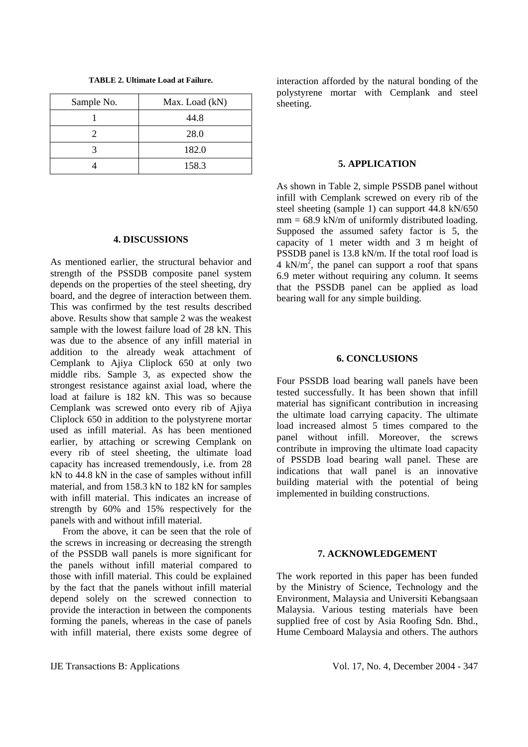**TABLE 2. Ultimate Load at Failure.**

| Sample No. | Max. Load (kN) |
|---|---|
| 1 | 44.8 |
| 2 | 28.0 |
| 3 | 182.0 |
| 4 | 158.3 |

## 4. DISCUSSIONS

As mentioned earlier, the structural behavior and strength of the PSSDB composite panel system depends on the properties of the steel sheeting, dry board, and the degree of interaction between them. This was confirmed by the test results described above. Results show that sample 2 was the weakest sample with the lowest failure load of 28 kN. This was due to the absence of any infill material in addition to the already weak attachment of Cemplank to Ajiya Cliplock 650 at only two middle ribs. Sample 3, as expected show the strongest resistance against axial load, where the load at failure is 182 kN. This was so because Cemplank was screwed onto every rib of Ajiya Cliplock 650 in addition to the polystyrene mortar used as infill material. As has been mentioned earlier, by attaching or screwing Cemplank on every rib of steel sheeting, the ultimate load capacity has increased tremendously, i.e. from 28 kN to 44.8 kN in the case of samples without infill material, and from 158.3 kN to 182 kN for samples with infill material. This indicates an increase of strength by 60% and 15% respectively for the panels with and without infill material.

From the above, it can be seen that the role of the screws in increasing or decreasing the strength of the PSSDB wall panels is more significant for the panels without infill material compared to those with infill material. This could be explained by the fact that the panels without infill material depend solely on the screwed connection to provide the interaction in between the components forming the panels, whereas in the case of panels with infill material, there exists some degree of interaction afforded by the natural bonding of the polystyrene mortar with Cemplank and steel sheeting.

## 5. APPLICATION

As shown in Table 2, simple PSSDB panel without infill with Cemplank screwed on every rib of the steel sheeting (sample 1) can support 44.8 kN/650 mm = 68.9 kN/m of uniformly distributed loading. Supposed the assumed safety factor is 5, the capacity of 1 meter width and 3 m height of PSSDB panel is 13.8 kN/m. If the total roof load is 4 $kN/m^2$, the panel can support a roof that spans 6.9 meter without requiring any column. It seems that the PSSDB panel can be applied as load bearing wall for any simple building.

## 6. CONCLUSIONS

Four PSSDB load bearing wall panels have been tested successfully. It has been shown that infill material has significant contribution in increasing the ultimate load carrying capacity. The ultimate load increased almost 5 times compared to the panel without infill. Moreover, the screws contribute in improving the ultimate load capacity of PSSDB load bearing wall panel. These are indications that wall panel is an innovative building material with the potential of being implemented in building constructions.

## 7. ACKNOWLEDGEMENT

The work reported in this paper has been funded by the Ministry of Science, Technology and the Environment, Malaysia and Universiti Kebangsaan Malaysia. Various testing materials have been supplied free of cost by Asia Roofing Sdn. Bhd., Hume Cemboard Malaysia and others. The authors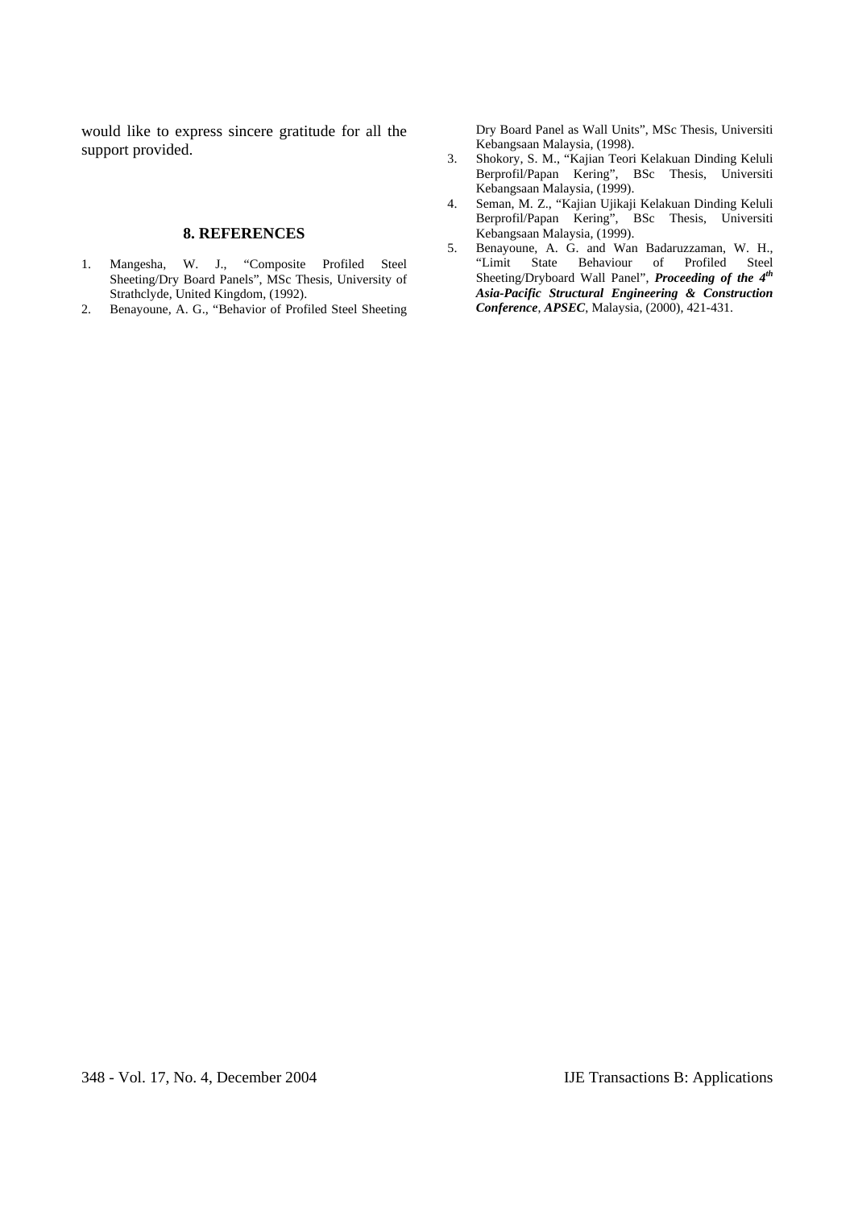would like to express sincere gratitude for all the support provided.

## 8. REFERENCES

1. Mangesha, W. J., "Composite Profiled Steel Sheeting/Dry Board Panels", MSc Thesis, University of Strathclyde, United Kingdom, (1992).
2. Benayoune, A. G., "Behavior of Profiled Steel Sheeting Dry Board Panel as Wall Units", MSc Thesis, Universiti Kebangsaan Malaysia, (1998).
3. Shokory, S. M., "Kajian Teori Kelakuan Dinding Keluli Berprofil/Papan Kering", BSc Thesis, Universiti Kebangsaan Malaysia, (1999).
4. Seman, M. Z., "Kajian Ujikaji Kelakuan Dinding Keluli Berprofil/Papan Kering", BSc Thesis, Universiti Kebangsaan Malaysia, (1999).
5. Benayoune, A. G. and Wan Badaruzzaman, W. H., "Limit State Behaviour of Profiled Steel Sheeting/Dryboard Wall Panel", ***Proceeding of the 4th Asia-Pacific Structural Engineering & Construction Conference***, ***APSEC***, Malaysia, (2000), 421-431.